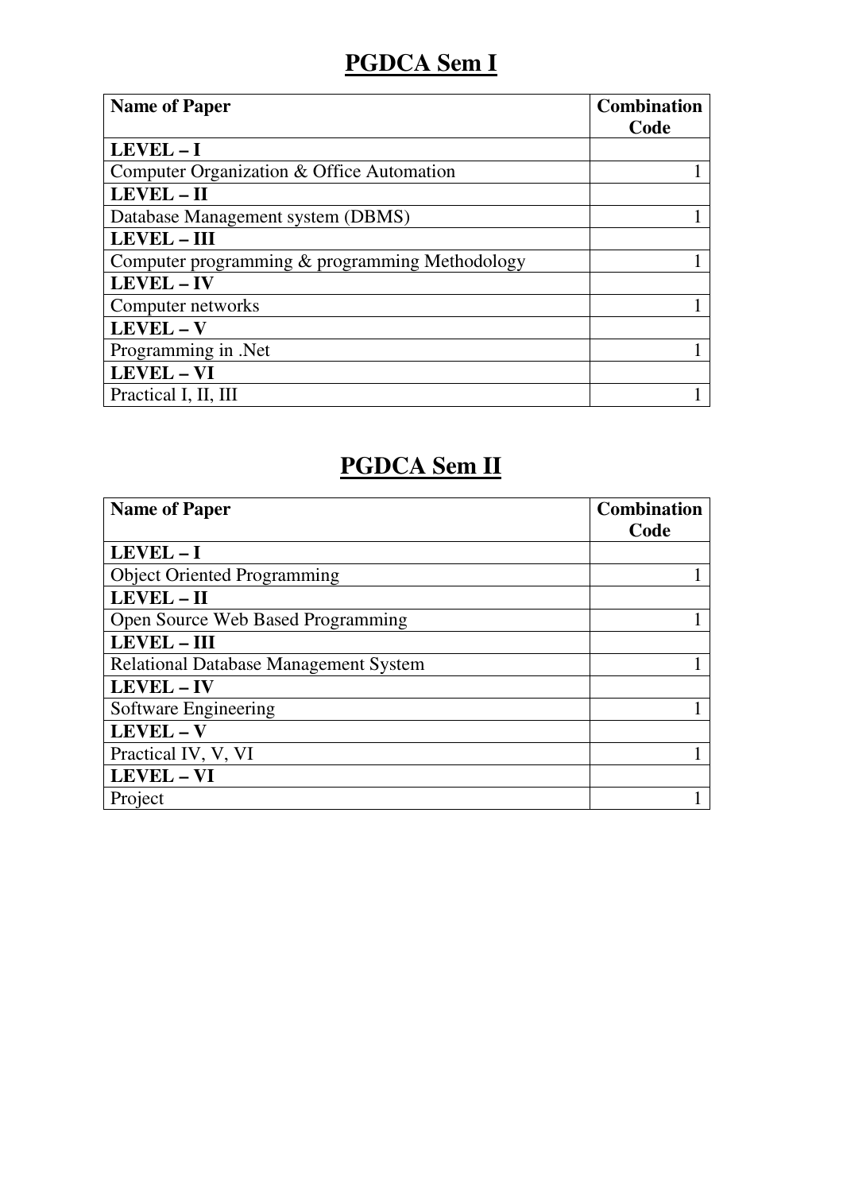# PGDCA Sem I

| Name of Paper | Combination Code |
|---|---|
| **LEVEL – I** | |
| Computer Organization & Office Automation | 1 |
| **LEVEL – II** | |
| Database Management system (DBMS) | 1 |
| **LEVEL – III** | |
| Computer programming & programming Methodology | 1 |
| **LEVEL – IV** | |
| Computer networks | 1 |
| **LEVEL – V** | |
| Programming in .Net | 1 |
| **LEVEL – VI** | |
| Practical I, II, III | 1 |

# PGDCA Sem II

| Name of Paper | Combination Code |
|---|---|
| **LEVEL – I** | |
| Object Oriented Programming | 1 |
| **LEVEL – II** | |
| Open Source Web Based Programming | 1 |
| **LEVEL – III** | |
| Relational Database Management System | 1 |
| **LEVEL – IV** | |
| Software Engineering | 1 |
| **LEVEL – V** | |
| Practical IV, V, VI | 1 |
| **LEVEL – VI** | |
| Project | 1 |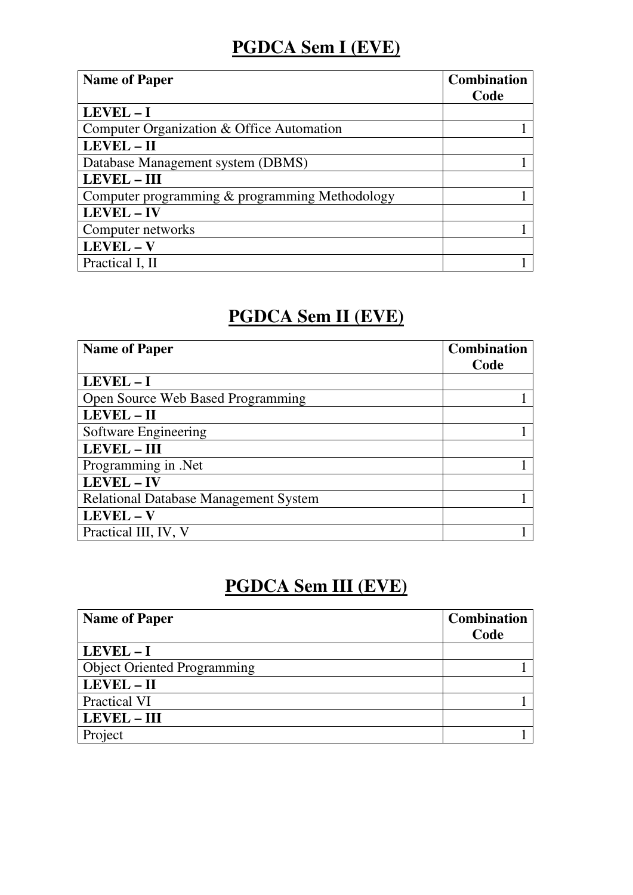# PGDCA Sem I (EVE)

| Name of Paper | Combination Code |
|---|---|
| **LEVEL – I** | |
| Computer Organization & Office Automation | 1 |
| **LEVEL – II** | |
| Database Management system (DBMS) | 1 |
| **LEVEL – III** | |
| Computer programming & programming Methodology | 1 |
| **LEVEL – IV** | |
| Computer networks | 1 |
| **LEVEL – V** | |
| Practical I, II | 1 |

# PGDCA Sem II (EVE)

| Name of Paper | Combination Code |
|---|---|
| **LEVEL – I** | |
| Open Source Web Based Programming | 1 |
| **LEVEL – II** | |
| Software Engineering | 1 |
| **LEVEL – III** | |
| Programming in .Net | 1 |
| **LEVEL – IV** | |
| Relational Database Management System | 1 |
| **LEVEL – V** | |
| Practical III, IV, V | 1 |

# PGDCA Sem III (EVE)

| Name of Paper | Combination Code |
|---|---|
| **LEVEL – I** | |
| Object Oriented Programming | 1 |
| **LEVEL – II** | |
| Practical VI | 1 |
| **LEVEL – III** | |
| Project | 1 |